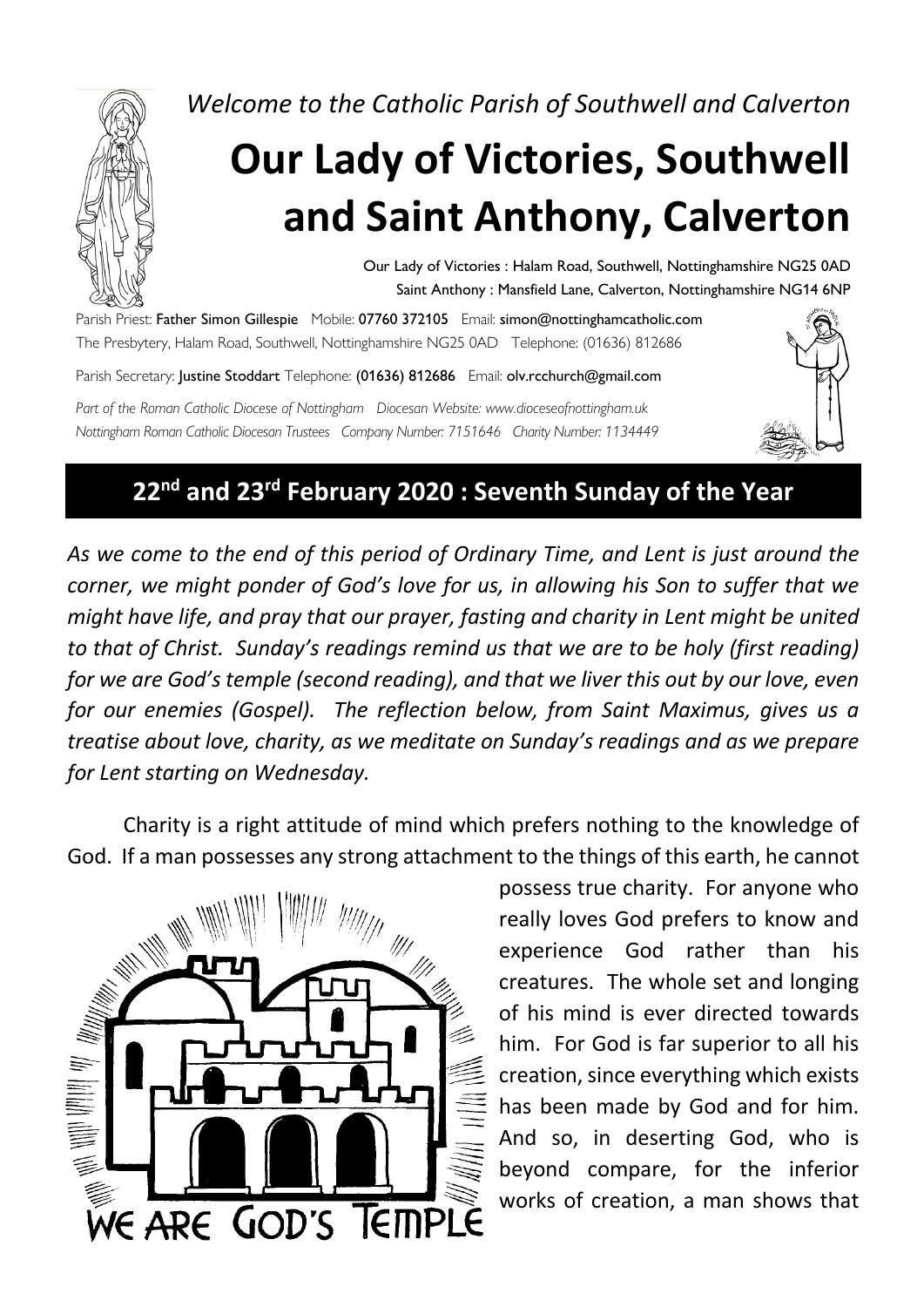*Welcome to the Catholic Parish of Southwell and Calverton*

# Our Lady of Victories, Southwell and Saint Anthony, Calverton

Our Lady of Victories : Halam Road, Southwell, Nottinghamshire NG25 0AD
Saint Anthony : Mansfield Lane, Calverton, Nottinghamshire NG14 6NP

Parish Priest: **Father Simon Gillespie** Mobile: **07760 372105** Email: **simon@nottinghamcatholic.com**
The Presbytery, Halam Road, Southwell, Nottinghamshire NG25 0AD Telephone: (01636) 812686

Parish Secretary: **Justine Stoddart** Telephone: **(01636) 812686** Email: **olv.rcchurch@gmail.com**

*Part of the Roman Catholic Diocese of Nottingham Diocesan Website: www.dioceseofnottingham.uk*
*Nottingham Roman Catholic Diocesan Trustees Company Number: 7151646 Charity Number: 1134449*

## 22nd and 23rd February 2020 : Seventh Sunday of the Year

*As we come to the end of this period of Ordinary Time, and Lent is just around the corner, we might ponder of God's love for us, in allowing his Son to suffer that we might have life, and pray that our prayer, fasting and charity in Lent might be united to that of Christ. Sunday's readings remind us that we are to be holy (first reading) for we are God's temple (second reading), and that we liver this out by our love, even for our enemies (Gospel). The reflection below, from Saint Maximus, gives us a treatise about love, charity, as we meditate on Sunday's readings and as we prepare for Lent starting on Wednesday.*

Charity is a right attitude of mind which prefers nothing to the knowledge of God. If a man possesses any strong attachment to the things of this earth, he cannot possess true charity. For anyone who really loves God prefers to know and experience God rather than his creatures. The whole set and longing of his mind is ever directed towards him. For God is far superior to all his creation, since everything which exists has been made by God and for him. And so, in deserting God, who is beyond compare, for the inferior works of creation, a man shows that

WE ARE GOD'S TEMPLE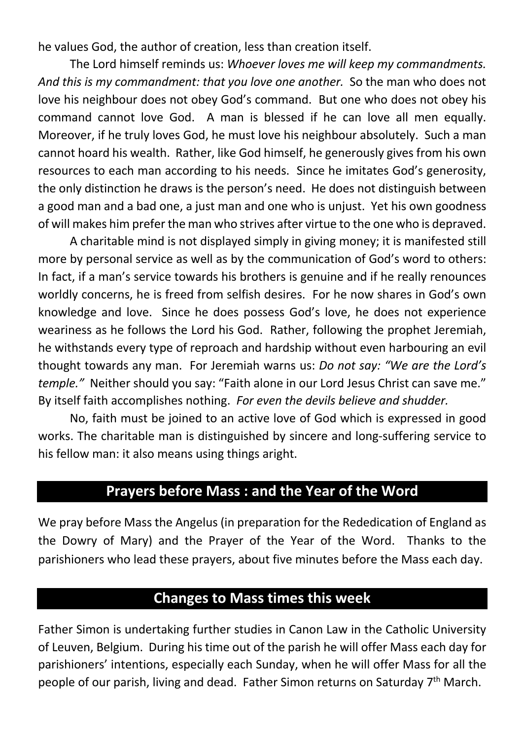he values God, the author of creation, less than creation itself.

The Lord himself reminds us: *Whoever loves me will keep my commandments. And this is my commandment: that you love one another.* So the man who does not love his neighbour does not obey God's command. But one who does not obey his command cannot love God. A man is blessed if he can love all men equally. Moreover, if he truly loves God, he must love his neighbour absolutely. Such a man cannot hoard his wealth. Rather, like God himself, he generously gives from his own resources to each man according to his needs. Since he imitates God's generosity, the only distinction he draws is the person's need. He does not distinguish between a good man and a bad one, a just man and one who is unjust. Yet his own goodness of will makes him prefer the man who strives after virtue to the one who is depraved.

A charitable mind is not displayed simply in giving money; it is manifested still more by personal service as well as by the communication of God's word to others: In fact, if a man's service towards his brothers is genuine and if he really renounces worldly concerns, he is freed from selfish desires. For he now shares in God's own knowledge and love. Since he does possess God's love, he does not experience weariness as he follows the Lord his God. Rather, following the prophet Jeremiah, he withstands every type of reproach and hardship without even harbouring an evil thought towards any man. For Jeremiah warns us: *Do not say: "We are the Lord's temple."* Neither should you say: "Faith alone in our Lord Jesus Christ can save me." By itself faith accomplishes nothing. *For even the devils believe and shudder.*

No, faith must be joined to an active love of God which is expressed in good works. The charitable man is distinguished by sincere and long-suffering service to his fellow man: it also means using things aright.

## Prayers before Mass : and the Year of the Word

We pray before Mass the Angelus (in preparation for the Rededication of England as the Dowry of Mary) and the Prayer of the Year of the Word. Thanks to the parishioners who lead these prayers, about five minutes before the Mass each day.

## Changes to Mass times this week

Father Simon is undertaking further studies in Canon Law in the Catholic University of Leuven, Belgium. During his time out of the parish he will offer Mass each day for parishioners' intentions, especially each Sunday, when he will offer Mass for all the people of our parish, living and dead. Father Simon returns on Saturday 7th March.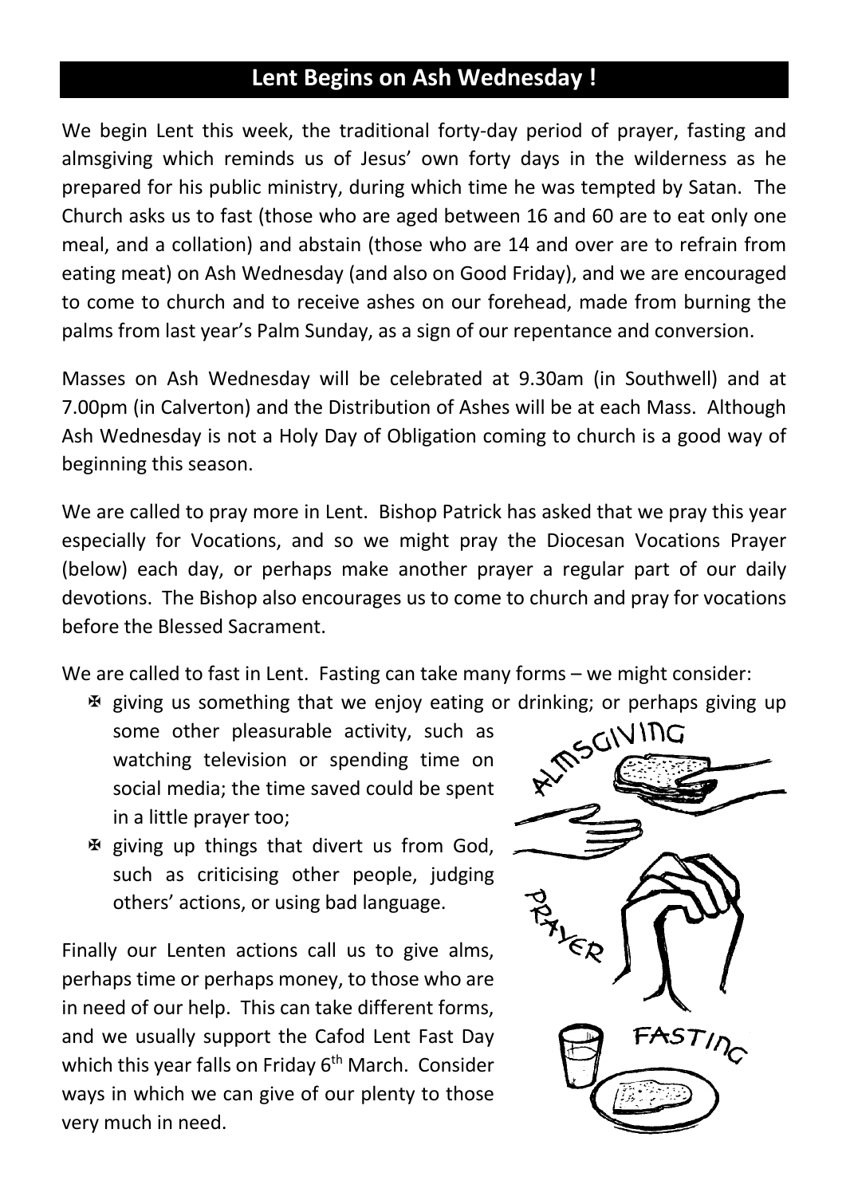## Lent Begins on Ash Wednesday !

We begin Lent this week, the traditional forty-day period of prayer, fasting and almsgiving which reminds us of Jesus' own forty days in the wilderness as he prepared for his public ministry, during which time he was tempted by Satan. The Church asks us to fast (those who are aged between 16 and 60 are to eat only one meal, and a collation) and abstain (those who are 14 and over are to refrain from eating meat) on Ash Wednesday (and also on Good Friday), and we are encouraged to come to church and to receive ashes on our forehead, made from burning the palms from last year's Palm Sunday, as a sign of our repentance and conversion.

Masses on Ash Wednesday will be celebrated at 9.30am (in Southwell) and at 7.00pm (in Calverton) and the Distribution of Ashes will be at each Mass. Although Ash Wednesday is not a Holy Day of Obligation coming to church is a good way of beginning this season.

We are called to pray more in Lent. Bishop Patrick has asked that we pray this year especially for Vocations, and so we might pray the Diocesan Vocations Prayer (below) each day, or perhaps make another prayer a regular part of our daily devotions. The Bishop also encourages us to come to church and pray for vocations before the Blessed Sacrament.

We are called to fast in Lent. Fasting can take many forms – we might consider:

- ✠ giving us something that we enjoy eating or drinking; or perhaps giving up some other pleasurable activity, such as watching television or spending time on social media; the time saved could be spent in a little prayer too;
- ✠ giving up things that divert us from God, such as criticising other people, judging others' actions, or using bad language.

Finally our Lenten actions call us to give alms, perhaps time or perhaps money, to those who are in need of our help. This can take different forms, and we usually support the Cafod Lent Fast Day which this year falls on Friday 6th March. Consider ways in which we can give of our plenty to those very much in need.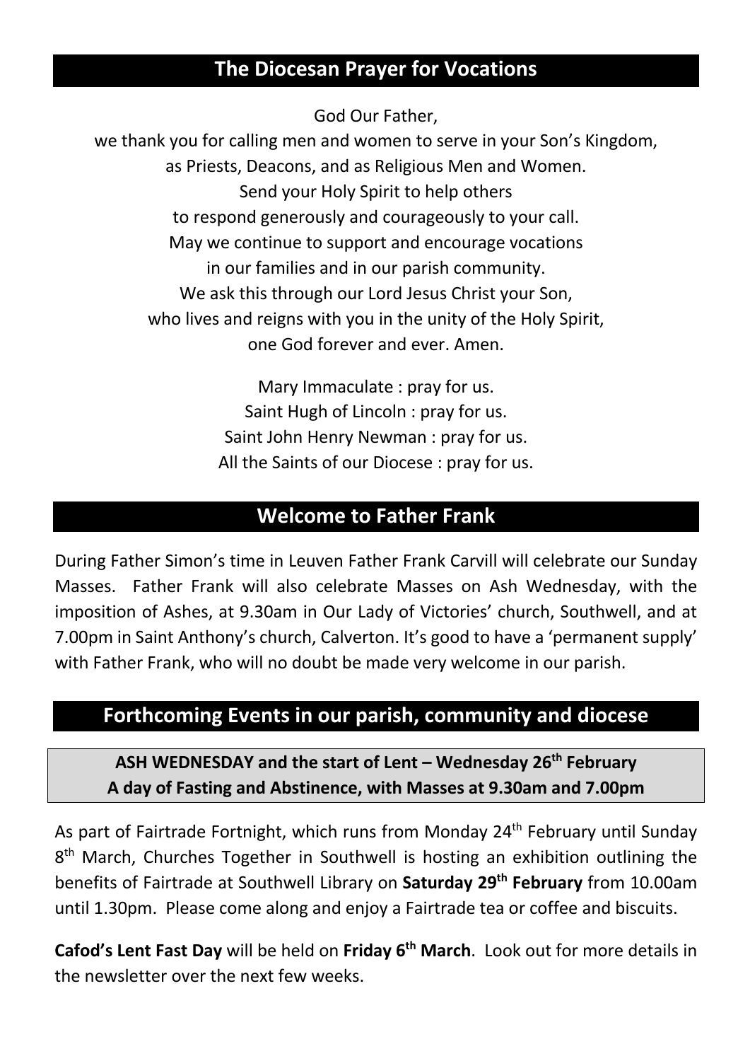## The Diocesan Prayer for Vocations

God Our Father,
we thank you for calling men and women to serve in your Son's Kingdom,
as Priests, Deacons, and as Religious Men and Women.
Send your Holy Spirit to help others
to respond generously and courageously to your call.
May we continue to support and encourage vocations
in our families and in our parish community.
We ask this through our Lord Jesus Christ your Son,
who lives and reigns with you in the unity of the Holy Spirit,
one God forever and ever. Amen.

Mary Immaculate : pray for us.
Saint Hugh of Lincoln : pray for us.
Saint John Henry Newman : pray for us.
All the Saints of our Diocese : pray for us.

## Welcome to Father Frank

During Father Simon's time in Leuven Father Frank Carvill will celebrate our Sunday Masses. Father Frank will also celebrate Masses on Ash Wednesday, with the imposition of Ashes, at 9.30am in Our Lady of Victories' church, Southwell, and at 7.00pm in Saint Anthony's church, Calverton. It's good to have a 'permanent supply' with Father Frank, who will no doubt be made very welcome in our parish.

## Forthcoming Events in our parish, community and diocese

**ASH WEDNESDAY and the start of Lent – Wednesday 26th February**
**A day of Fasting and Abstinence, with Masses at 9.30am and 7.00pm**

As part of Fairtrade Fortnight, which runs from Monday 24th February until Sunday 8th March, Churches Together in Southwell is hosting an exhibition outlining the benefits of Fairtrade at Southwell Library on **Saturday 29th February** from 10.00am until 1.30pm. Please come along and enjoy a Fairtrade tea or coffee and biscuits.

**Cafod's Lent Fast Day** will be held on **Friday 6th March**. Look out for more details in the newsletter over the next few weeks.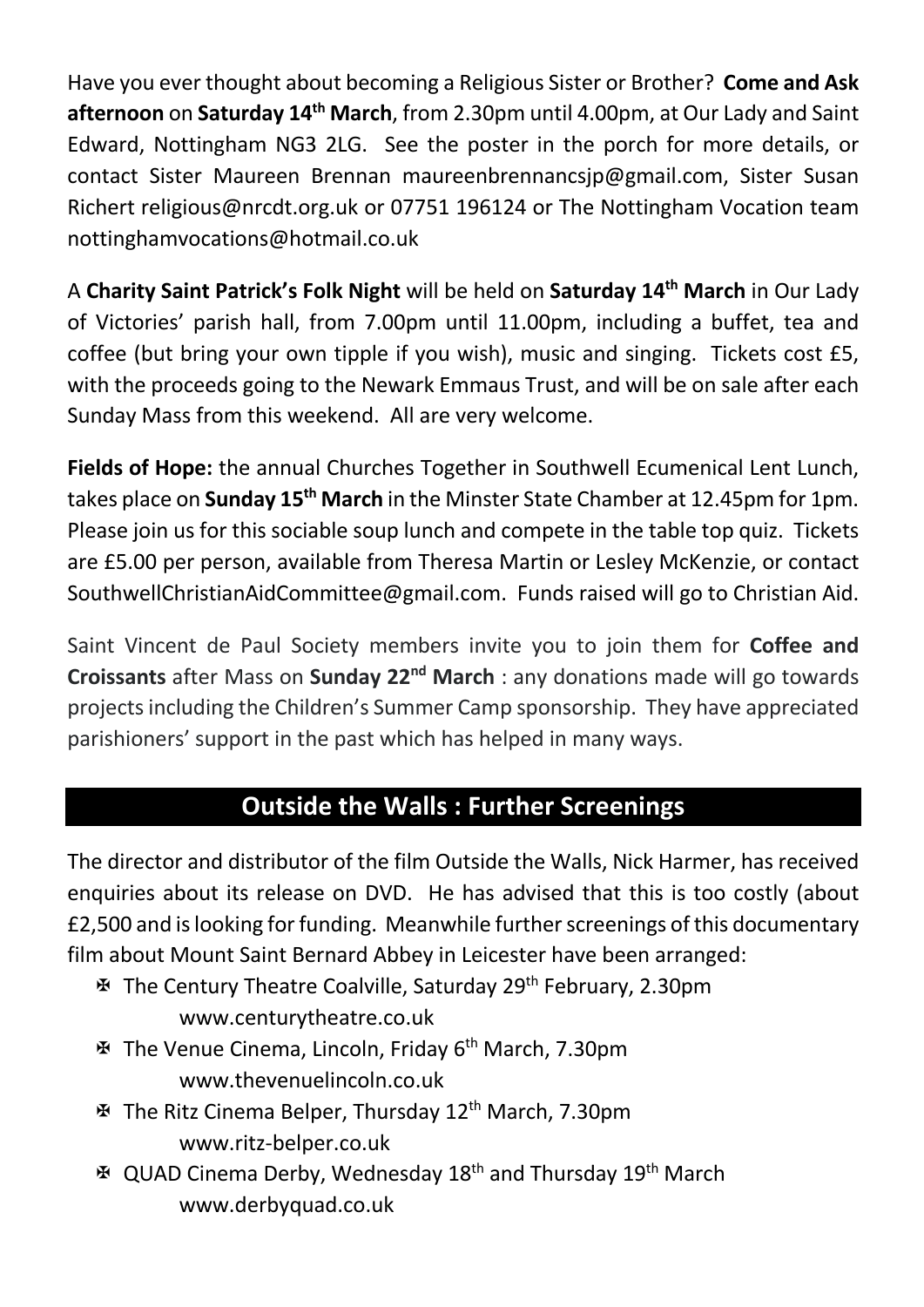Have you ever thought about becoming a Religious Sister or Brother? **Come and Ask afternoon** on **Saturday 14th March**, from 2.30pm until 4.00pm, at Our Lady and Saint Edward, Nottingham NG3 2LG. See the poster in the porch for more details, or contact Sister Maureen Brennan maureenbrennancsjp@gmail.com, Sister Susan Richert religious@nrcdt.org.uk or 07751 196124 or The Nottingham Vocation team nottinghamvocations@hotmail.co.uk

A **Charity Saint Patrick's Folk Night** will be held on **Saturday 14th March** in Our Lady of Victories' parish hall, from 7.00pm until 11.00pm, including a buffet, tea and coffee (but bring your own tipple if you wish), music and singing. Tickets cost £5, with the proceeds going to the Newark Emmaus Trust, and will be on sale after each Sunday Mass from this weekend. All are very welcome.

**Fields of Hope:** the annual Churches Together in Southwell Ecumenical Lent Lunch, takes place on **Sunday 15th March** in the Minster State Chamber at 12.45pm for 1pm. Please join us for this sociable soup lunch and compete in the table top quiz. Tickets are £5.00 per person, available from Theresa Martin or Lesley McKenzie, or contact SouthwellChristianAidCommittee@gmail.com. Funds raised will go to Christian Aid.

Saint Vincent de Paul Society members invite you to join them for **Coffee and Croissants** after Mass on **Sunday 22nd March** : any donations made will go towards projects including the Children's Summer Camp sponsorship. They have appreciated parishioners' support in the past which has helped in many ways.

## Outside the Walls : Further Screenings

The director and distributor of the film Outside the Walls, Nick Harmer, has received enquiries about its release on DVD. He has advised that this is too costly (about £2,500 and is looking for funding. Meanwhile further screenings of this documentary film about Mount Saint Bernard Abbey in Leicester have been arranged:

- ✠ The Century Theatre Coalville, Saturday 29th February, 2.30pm
  www.centurytheatre.co.uk
- ✠ The Venue Cinema, Lincoln, Friday 6th March, 7.30pm
  www.thevenuelincoln.co.uk
- ✠ The Ritz Cinema Belper, Thursday 12th March, 7.30pm
  www.ritz-belper.co.uk
- ✠ QUAD Cinema Derby, Wednesday 18th and Thursday 19th March
  www.derbyquad.co.uk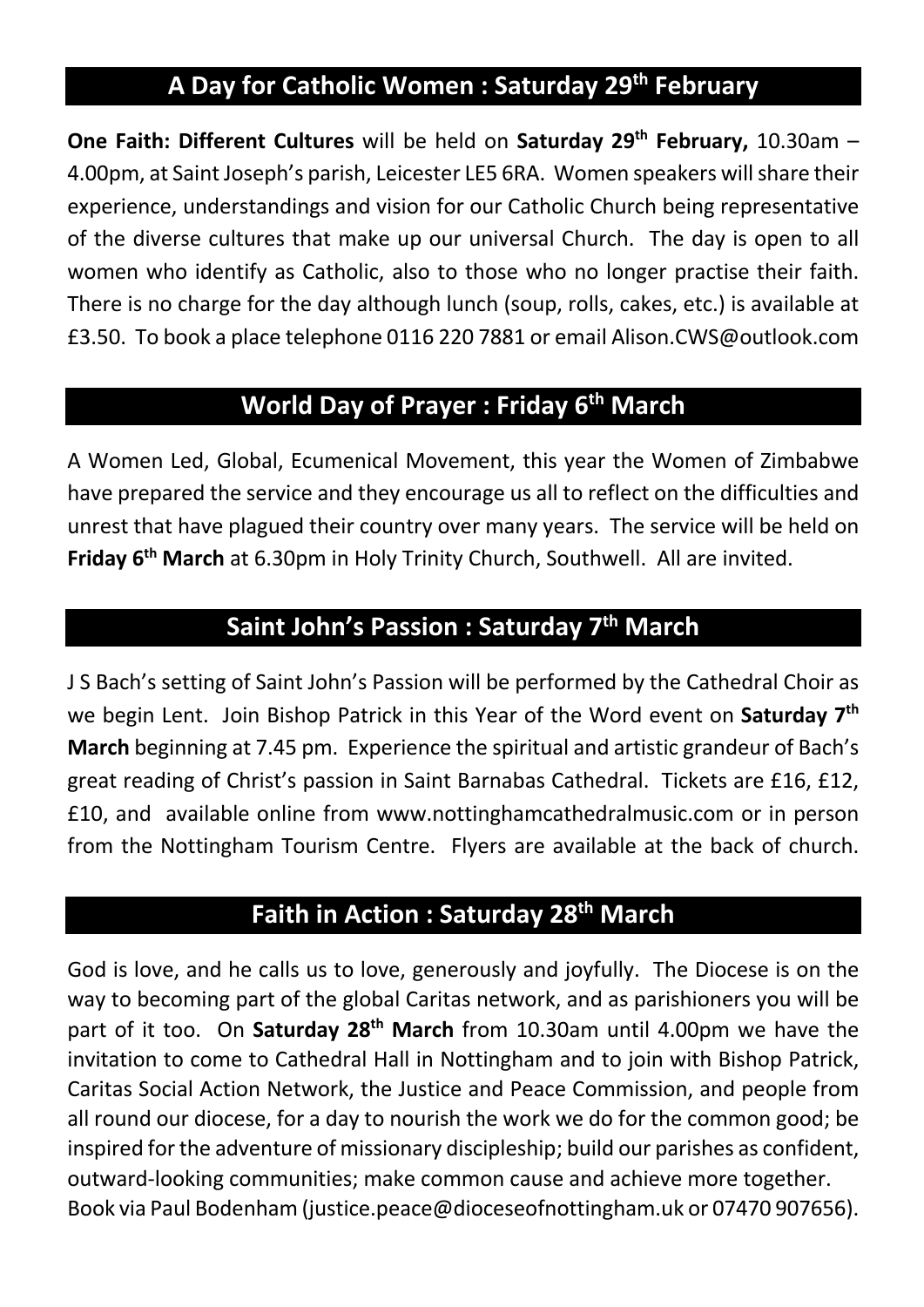## A Day for Catholic Women : Saturday 29th February

**One Faith: Different Cultures** will be held on **Saturday 29th February,** 10.30am – 4.00pm, at Saint Joseph's parish, Leicester LE5 6RA. Women speakers will share their experience, understandings and vision for our Catholic Church being representative of the diverse cultures that make up our universal Church. The day is open to all women who identify as Catholic, also to those who no longer practise their faith. There is no charge for the day although lunch (soup, rolls, cakes, etc.) is available at £3.50. To book a place telephone 0116 220 7881 or email Alison.CWS@outlook.com

## World Day of Prayer : Friday 6th March

A Women Led, Global, Ecumenical Movement, this year the Women of Zimbabwe have prepared the service and they encourage us all to reflect on the difficulties and unrest that have plagued their country over many years. The service will be held on **Friday 6th March** at 6.30pm in Holy Trinity Church, Southwell. All are invited.

## Saint John's Passion : Saturday 7th March

J S Bach's setting of Saint John's Passion will be performed by the Cathedral Choir as we begin Lent. Join Bishop Patrick in this Year of the Word event on **Saturday 7th March** beginning at 7.45 pm. Experience the spiritual and artistic grandeur of Bach's great reading of Christ's passion in Saint Barnabas Cathedral. Tickets are £16, £12, £10, and available online from www.nottinghamcathedralmusic.com or in person from the Nottingham Tourism Centre. Flyers are available at the back of church.

## Faith in Action : Saturday 28th March

God is love, and he calls us to love, generously and joyfully. The Diocese is on the way to becoming part of the global Caritas network, and as parishioners you will be part of it too. On **Saturday 28th March** from 10.30am until 4.00pm we have the invitation to come to Cathedral Hall in Nottingham and to join with Bishop Patrick, Caritas Social Action Network, the Justice and Peace Commission, and people from all round our diocese, for a day to nourish the work we do for the common good; be inspired for the adventure of missionary discipleship; build our parishes as confident, outward-looking communities; make common cause and achieve more together.
Book via Paul Bodenham (justice.peace@dioceseofnottingham.uk or 07470 907656).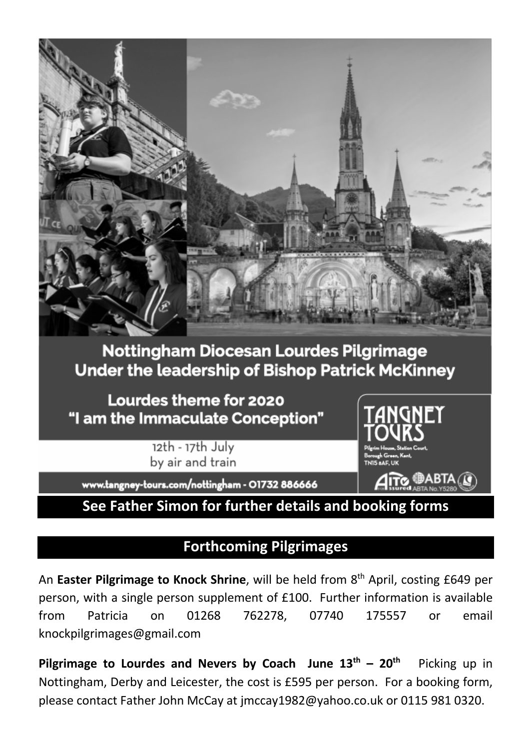## Nottingham Diocesan Lourdes Pilgrimage
## Under the leadership of Bishop Patrick McKinney

**Lourdes theme for 2020**
**"I am the Immaculate Conception"**

12th - 17th July
by air and train

**TANGNEY TOURS**
Pilgrim House, Station Court, Borough Green, Kent, TN15 8AF, UK

AITO Assured ABTA ABTA No.Y5280

www.tangney-tours.com/nottingham - 01732 886666

**See Father Simon for further details and booking forms**

## Forthcoming Pilgrimages

An **Easter Pilgrimage to Knock Shrine**, will be held from 8th April, costing £649 per person, with a single person supplement of £100. Further information is available from Patricia on 01268 762278, 07740 175557 or email knockpilgrimages@gmail.com

**Pilgrimage to Lourdes and Nevers by Coach June 13th – 20th** Picking up in Nottingham, Derby and Leicester, the cost is £595 per person. For a booking form, please contact Father John McCay at jmccay1982@yahoo.co.uk or 0115 981 0320.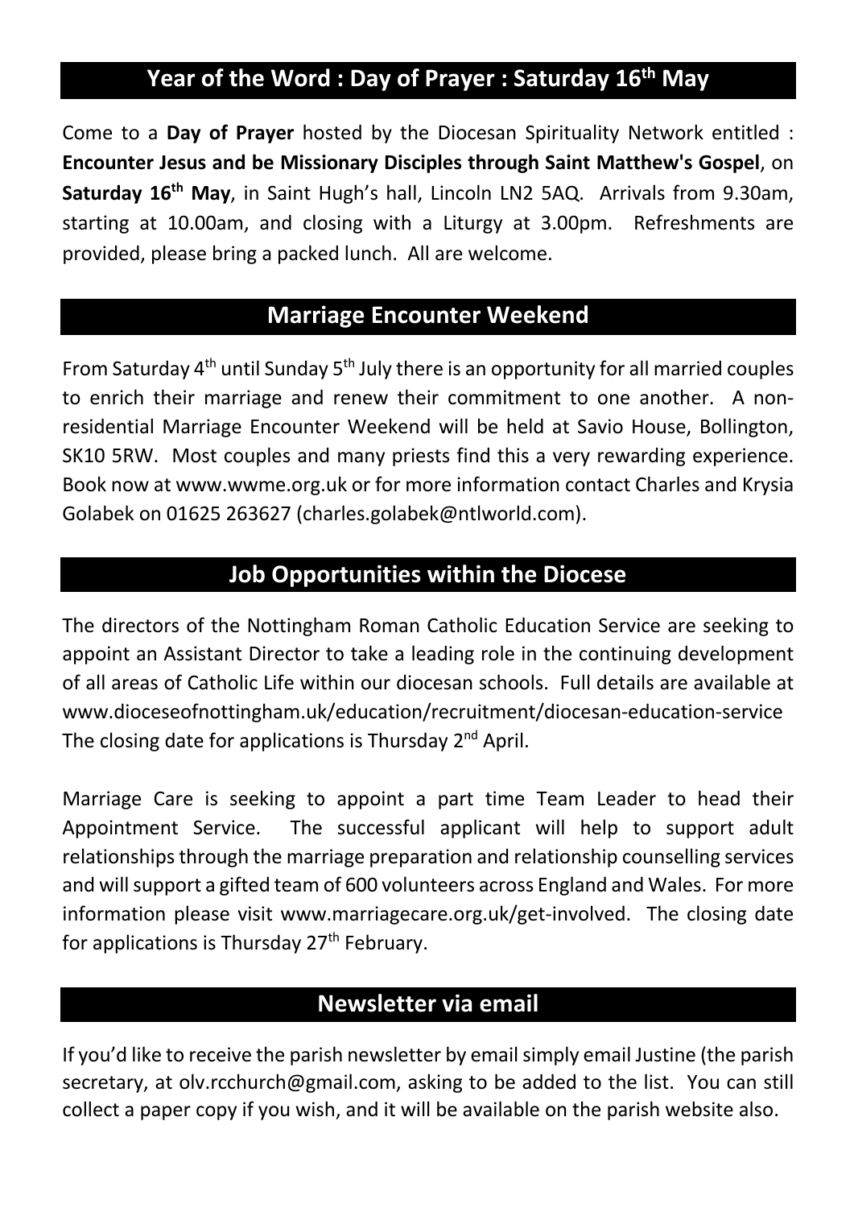## Year of the Word : Day of Prayer : Saturday 16th May

Come to a **Day of Prayer** hosted by the Diocesan Spirituality Network entitled : **Encounter Jesus and be Missionary Disciples through Saint Matthew's Gospel**, on **Saturday 16th May**, in Saint Hugh's hall, Lincoln LN2 5AQ. Arrivals from 9.30am, starting at 10.00am, and closing with a Liturgy at 3.00pm. Refreshments are provided, please bring a packed lunch. All are welcome.

## Marriage Encounter Weekend

From Saturday 4th until Sunday 5th July there is an opportunity for all married couples to enrich their marriage and renew their commitment to one another. A non-residential Marriage Encounter Weekend will be held at Savio House, Bollington, SK10 5RW. Most couples and many priests find this a very rewarding experience. Book now at www.wwme.org.uk or for more information contact Charles and Krysia Golabek on 01625 263627 (charles.golabek@ntlworld.com).

## Job Opportunities within the Diocese

The directors of the Nottingham Roman Catholic Education Service are seeking to appoint an Assistant Director to take a leading role in the continuing development of all areas of Catholic Life within our diocesan schools. Full details are available at www.dioceseofnottingham.uk/education/recruitment/diocesan-education-service The closing date for applications is Thursday 2nd April.

Marriage Care is seeking to appoint a part time Team Leader to head their Appointment Service. The successful applicant will help to support adult relationships through the marriage preparation and relationship counselling services and will support a gifted team of 600 volunteers across England and Wales. For more information please visit www.marriagecare.org.uk/get-involved. The closing date for applications is Thursday 27th February.

## Newsletter via email

If you'd like to receive the parish newsletter by email simply email Justine (the parish secretary, at olv.rcchurch@gmail.com, asking to be added to the list. You can still collect a paper copy if you wish, and it will be available on the parish website also.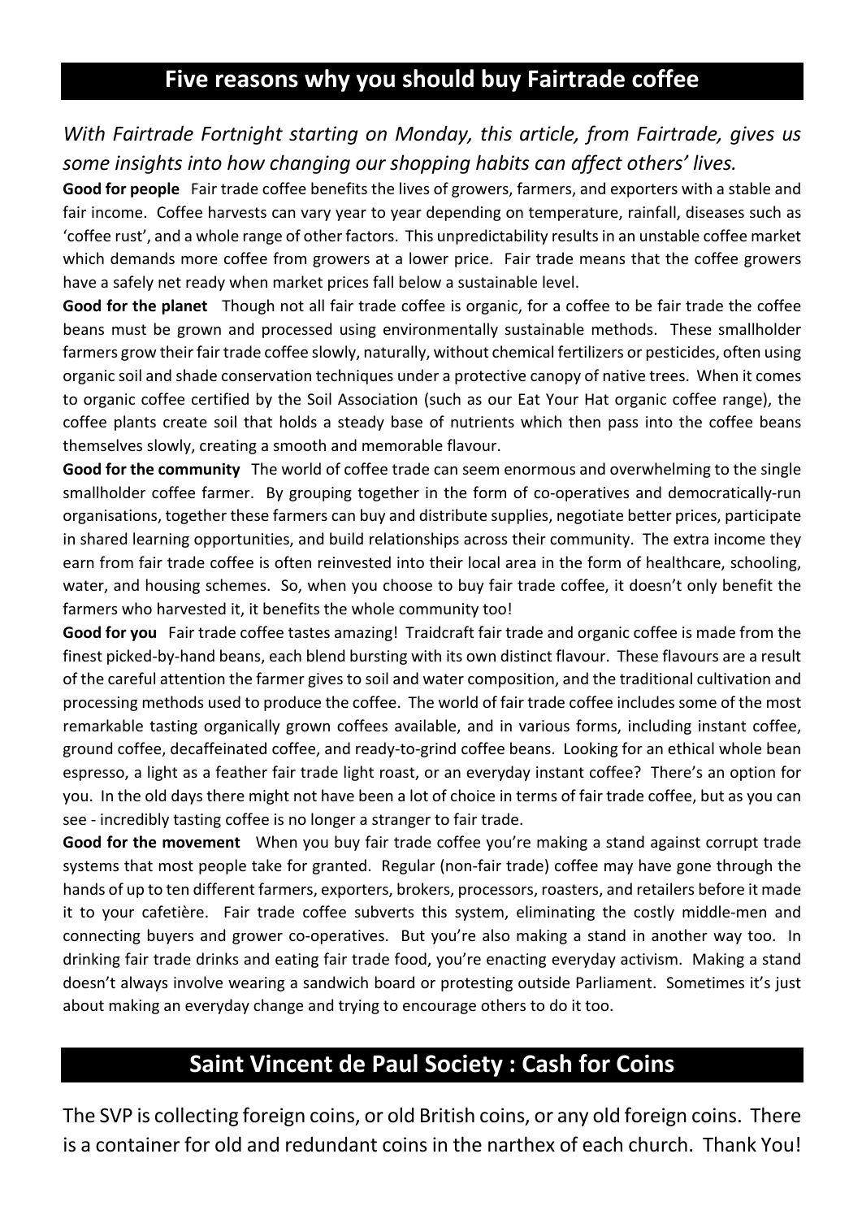## Five reasons why you should buy Fairtrade coffee

*With Fairtrade Fortnight starting on Monday, this article, from Fairtrade, gives us some insights into how changing our shopping habits can affect others' lives.*

**Good for people** Fair trade coffee benefits the lives of growers, farmers, and exporters with a stable and fair income. Coffee harvests can vary year to year depending on temperature, rainfall, diseases such as 'coffee rust', and a whole range of other factors. This unpredictability results in an unstable coffee market which demands more coffee from growers at a lower price. Fair trade means that the coffee growers have a safely net ready when market prices fall below a sustainable level.

**Good for the planet** Though not all fair trade coffee is organic, for a coffee to be fair trade the coffee beans must be grown and processed using environmentally sustainable methods. These smallholder farmers grow their fair trade coffee slowly, naturally, without chemical fertilizers or pesticides, often using organic soil and shade conservation techniques under a protective canopy of native trees. When it comes to organic coffee certified by the Soil Association (such as our Eat Your Hat organic coffee range), the coffee plants create soil that holds a steady base of nutrients which then pass into the coffee beans themselves slowly, creating a smooth and memorable flavour.

**Good for the community** The world of coffee trade can seem enormous and overwhelming to the single smallholder coffee farmer. By grouping together in the form of co-operatives and democratically-run organisations, together these farmers can buy and distribute supplies, negotiate better prices, participate in shared learning opportunities, and build relationships across their community. The extra income they earn from fair trade coffee is often reinvested into their local area in the form of healthcare, schooling, water, and housing schemes. So, when you choose to buy fair trade coffee, it doesn't only benefit the farmers who harvested it, it benefits the whole community too!

**Good for you** Fair trade coffee tastes amazing! Traidcraft fair trade and organic coffee is made from the finest picked-by-hand beans, each blend bursting with its own distinct flavour. These flavours are a result of the careful attention the farmer gives to soil and water composition, and the traditional cultivation and processing methods used to produce the coffee. The world of fair trade coffee includes some of the most remarkable tasting organically grown coffees available, and in various forms, including instant coffee, ground coffee, decaffeinated coffee, and ready-to-grind coffee beans. Looking for an ethical whole bean espresso, a light as a feather fair trade light roast, or an everyday instant coffee? There's an option for you. In the old days there might not have been a lot of choice in terms of fair trade coffee, but as you can see - incredibly tasting coffee is no longer a stranger to fair trade.

**Good for the movement** When you buy fair trade coffee you're making a stand against corrupt trade systems that most people take for granted. Regular (non-fair trade) coffee may have gone through the hands of up to ten different farmers, exporters, brokers, processors, roasters, and retailers before it made it to your cafetière. Fair trade coffee subverts this system, eliminating the costly middle-men and connecting buyers and grower co-operatives. But you're also making a stand in another way too. In drinking fair trade drinks and eating fair trade food, you're enacting everyday activism. Making a stand doesn't always involve wearing a sandwich board or protesting outside Parliament. Sometimes it's just about making an everyday change and trying to encourage others to do it too.

## Saint Vincent de Paul Society : Cash for Coins

The SVP is collecting foreign coins, or old British coins, or any old foreign coins. There is a container for old and redundant coins in the narthex of each church. Thank You!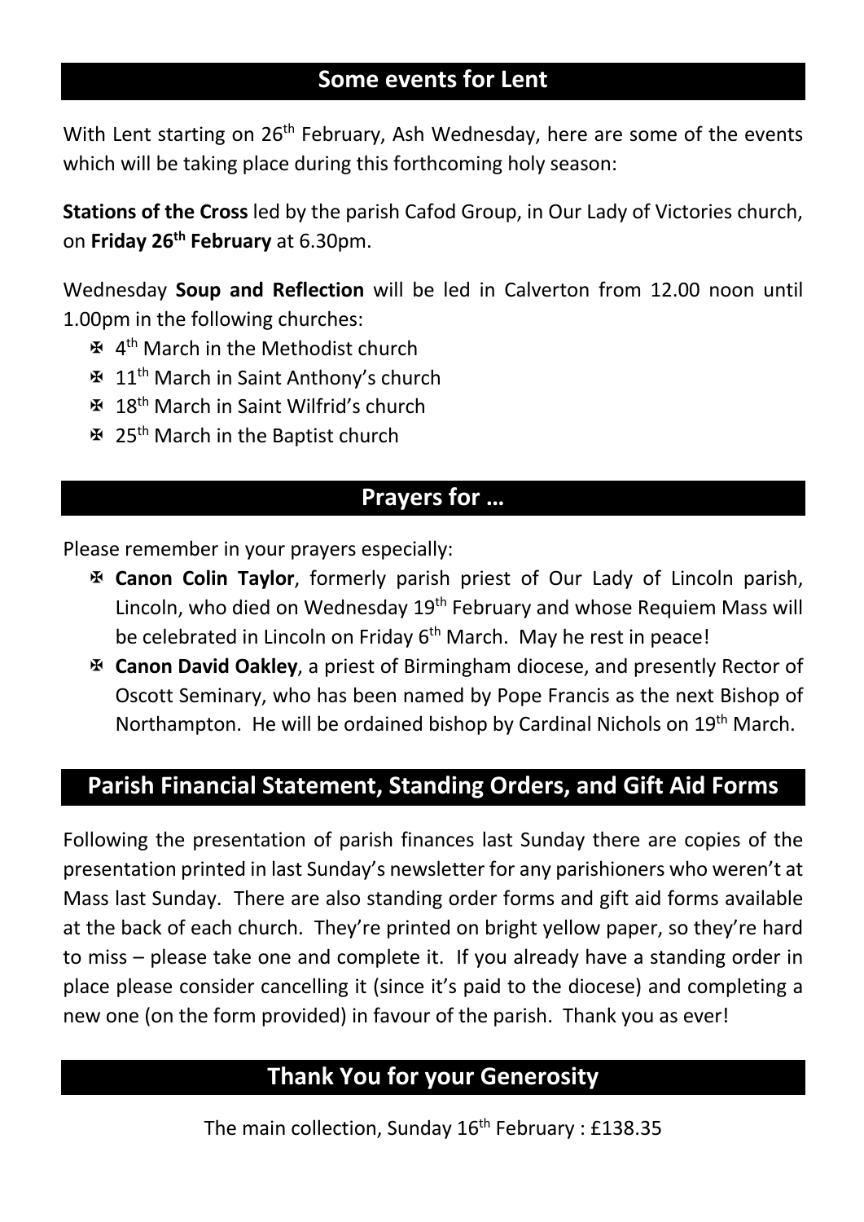## Some events for Lent

With Lent starting on 26th February, Ash Wednesday, here are some of the events which will be taking place during this forthcoming holy season:

**Stations of the Cross** led by the parish Cafod Group, in Our Lady of Victories church, on **Friday 26th February** at 6.30pm.

Wednesday **Soup and Reflection** will be led in Calverton from 12.00 noon until 1.00pm in the following churches:

- ✠ 4th March in the Methodist church
- ✠ 11th March in Saint Anthony's church
- ✠ 18th March in Saint Wilfrid's church
- ✠ 25th March in the Baptist church

## Prayers for …

Please remember in your prayers especially:

- ✠ **Canon Colin Taylor**, formerly parish priest of Our Lady of Lincoln parish, Lincoln, who died on Wednesday 19th February and whose Requiem Mass will be celebrated in Lincoln on Friday 6th March. May he rest in peace!
- ✠ **Canon David Oakley**, a priest of Birmingham diocese, and presently Rector of Oscott Seminary, who has been named by Pope Francis as the next Bishop of Northampton. He will be ordained bishop by Cardinal Nichols on 19th March.

## Parish Financial Statement, Standing Orders, and Gift Aid Forms

Following the presentation of parish finances last Sunday there are copies of the presentation printed in last Sunday's newsletter for any parishioners who weren't at Mass last Sunday. There are also standing order forms and gift aid forms available at the back of each church. They're printed on bright yellow paper, so they're hard to miss – please take one and complete it. If you already have a standing order in place please consider cancelling it (since it's paid to the diocese) and completing a new one (on the form provided) in favour of the parish. Thank you as ever!

## Thank You for your Generosity

The main collection, Sunday 16th February : £138.35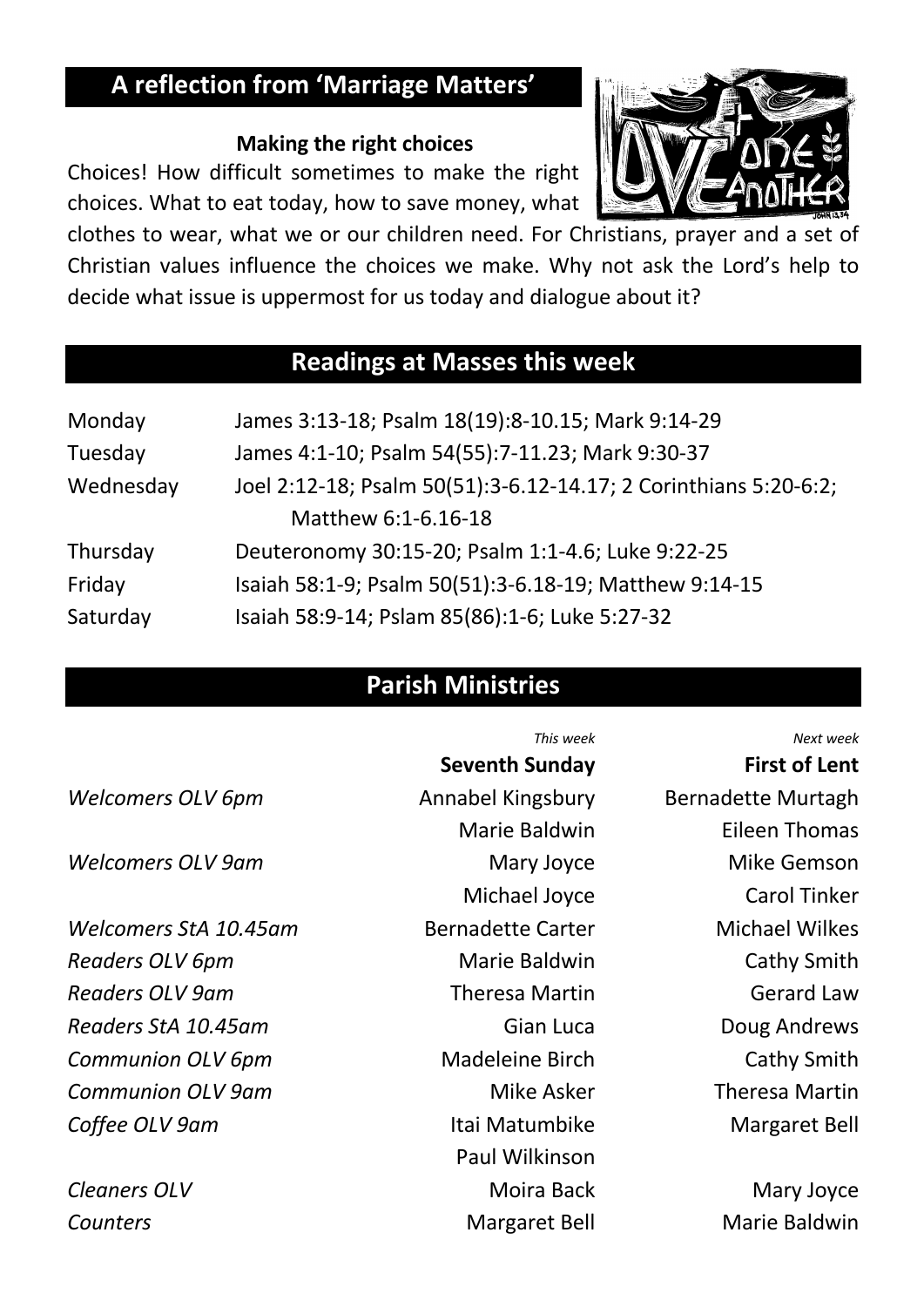## A reflection from 'Marriage Matters'

**Making the right choices**

Choices! How difficult sometimes to make the right choices. What to eat today, how to save money, what clothes to wear, what we or our children need. For Christians, prayer and a set of Christian values influence the choices we make. Why not ask the Lord's help to decide what issue is uppermost for us today and dialogue about it?

## Readings at Masses this week

| | |
|---|---|
| Monday | James 3:13-18; Psalm 18(19):8-10.15; Mark 9:14-29 |
| Tuesday | James 4:1-10; Psalm 54(55):7-11.23; Mark 9:30-37 |
| Wednesday | Joel 2:12-18; Psalm 50(51):3-6.12-14.17; 2 Corinthians 5:20-6:2; Matthew 6:1-6.16-18 |
| Thursday | Deuteronomy 30:15-20; Psalm 1:1-4.6; Luke 9:22-25 |
| Friday | Isaiah 58:1-9; Psalm 50(51):3-6.18-19; Matthew 9:14-15 |
| Saturday | Isaiah 58:9-14; Pslam 85(86):1-6; Luke 5:27-32 |

## Parish Ministries

| | *This week* **Seventh Sunday** | *Next week* **First of Lent** |
|---|---|---|
| *Welcomers OLV 6pm* | Annabel Kingsbury | Bernadette Murtagh |
| | Marie Baldwin | Eileen Thomas |
| *Welcomers OLV 9am* | Mary Joyce | Mike Gemson |
| | Michael Joyce | Carol Tinker |
| *Welcomers StA 10.45am* | Bernadette Carter | Michael Wilkes |
| *Readers OLV 6pm* | Marie Baldwin | Cathy Smith |
| *Readers OLV 9am* | Theresa Martin | Gerard Law |
| *Readers StA 10.45am* | Gian Luca | Doug Andrews |
| *Communion OLV 6pm* | Madeleine Birch | Cathy Smith |
| *Communion OLV 9am* | Mike Asker | Theresa Martin |
| *Coffee OLV 9am* | Itai Matumbike | Margaret Bell |
| | Paul Wilkinson | |
| *Cleaners OLV* | Moira Back | Mary Joyce |
| *Counters* | Margaret Bell | Marie Baldwin |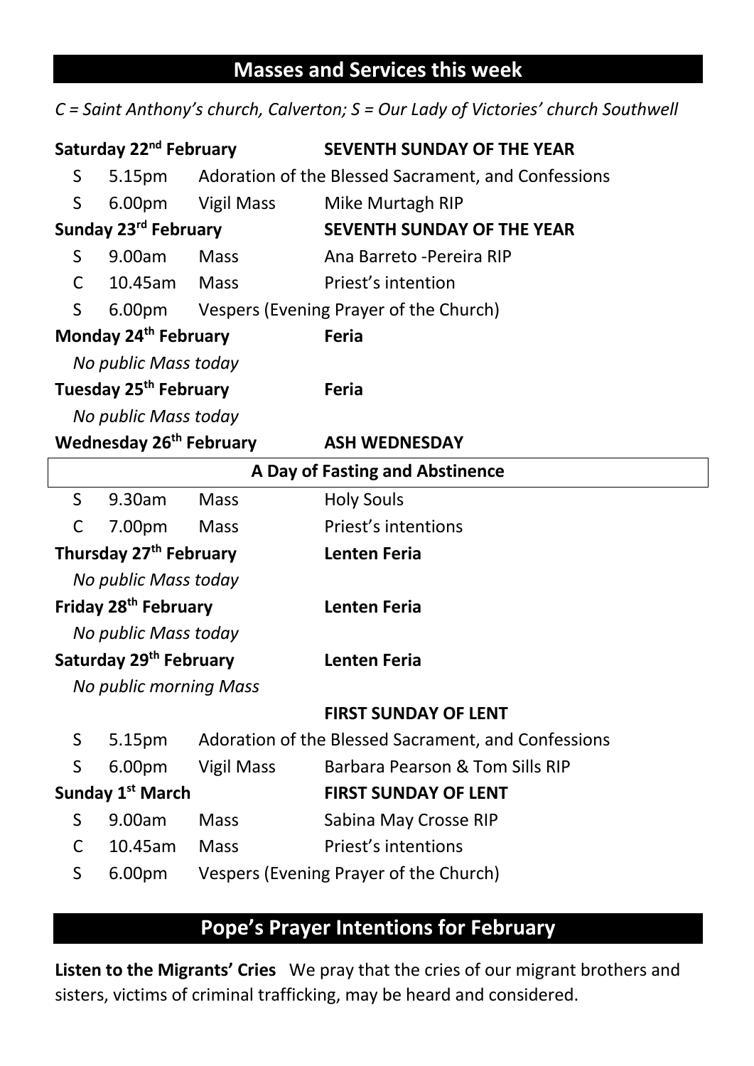## Masses and Services this week

*C = Saint Anthony's church, Calverton; S = Our Lady of Victories' church Southwell*

| | | | |
|---|---|---|---|
| **Saturday 22nd February** | | | **SEVENTH SUNDAY OF THE YEAR** |
| S | 5.15pm | Adoration of the Blessed Sacrament, and Confessions | |
| S | 6.00pm | Vigil Mass | Mike Murtagh RIP |
| **Sunday 23rd February** | | | **SEVENTH SUNDAY OF THE YEAR** |
| S | 9.00am | Mass | Ana Barreto -Pereira RIP |
| C | 10.45am | Mass | Priest's intention |
| S | 6.00pm | Vespers (Evening Prayer of the Church) | |
| **Monday 24th February** | | | **Feria** |
| *No public Mass today* | | | |
| **Tuesday 25th February** | | | **Feria** |
| *No public Mass today* | | | |
| **Wednesday 26th February** | | | **ASH WEDNESDAY** |
| **A Day of Fasting and Abstinence** | | | |
| S | 9.30am | Mass | Holy Souls |
| C | 7.00pm | Mass | Priest's intentions |
| **Thursday 27th February** | | | **Lenten Feria** |
| *No public Mass today* | | | |
| **Friday 28th February** | | | **Lenten Feria** |
| *No public Mass today* | | | |
| **Saturday 29th February** | | | **Lenten Feria** |
| *No public morning Mass* | | | |
| | | | **FIRST SUNDAY OF LENT** |
| S | 5.15pm | Adoration of the Blessed Sacrament, and Confessions | |
| S | 6.00pm | Vigil Mass | Barbara Pearson & Tom Sills RIP |
| **Sunday 1st March** | | | **FIRST SUNDAY OF LENT** |
| S | 9.00am | Mass | Sabina May Crosse RIP |
| C | 10.45am | Mass | Priest's intentions |
| S | 6.00pm | Vespers (Evening Prayer of the Church) | |

## Pope's Prayer Intentions for February

**Listen to the Migrants' Cries** We pray that the cries of our migrant brothers and sisters, victims of criminal trafficking, may be heard and considered.